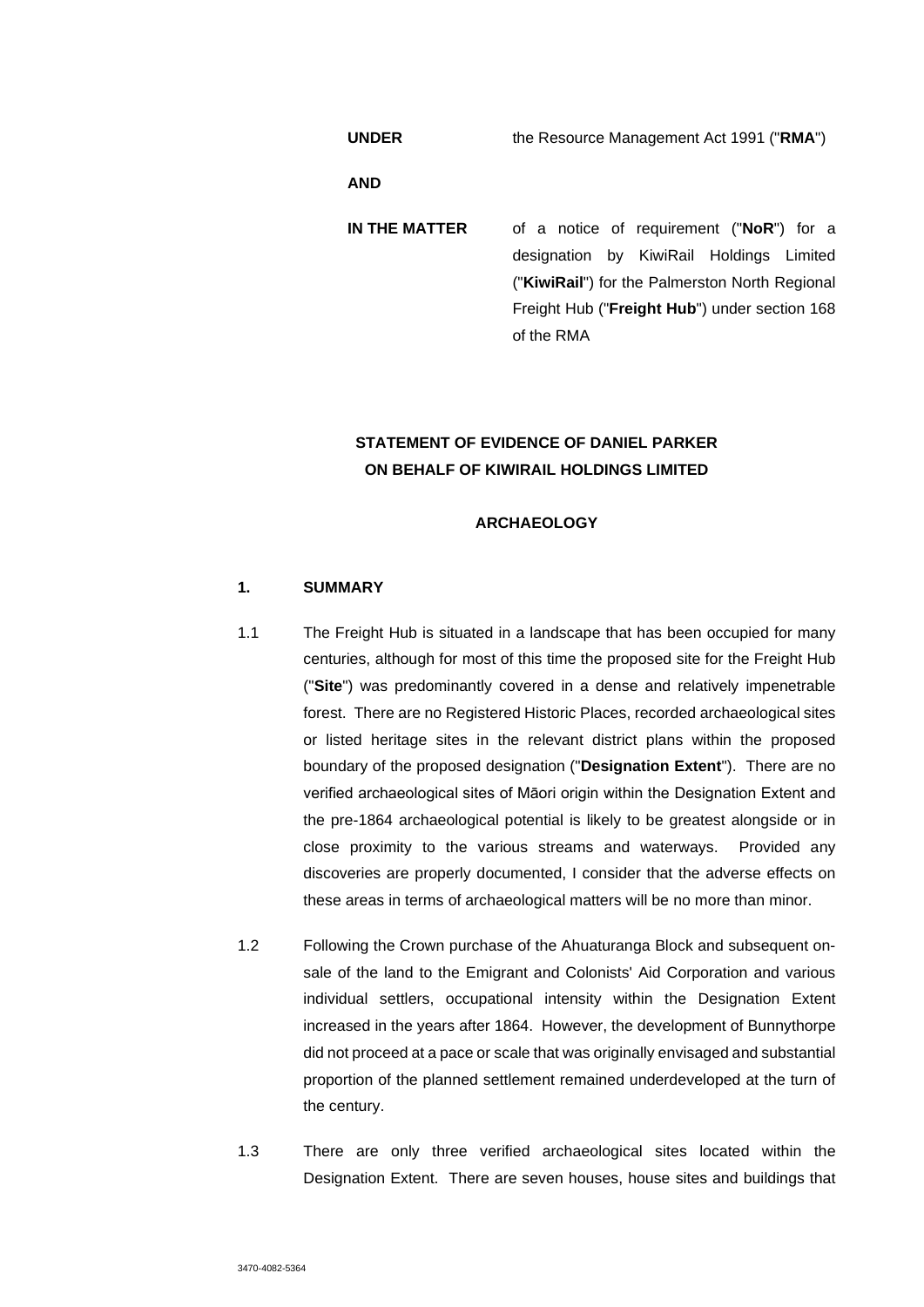**UNDER** the Resource Management Act 1991 ("**RMA**")

**AND**

**IN THE MATTER** of a notice of requirement ("**NoR**") for a designation by KiwiRail Holdings Limited ("**KiwiRail**") for the Palmerston North Regional Freight Hub ("**Freight Hub**") under section 168 of the RMA

**STATEMENT OF EVIDENCE OF DANIEL PARKER ON BEHALF OF KIWIRAIL HOLDINGS LIMITED**

**ARCHAEOLOGY**

## 1. SUMMARY

1.1 The Freight Hub is situated in a landscape that has been occupied for many centuries, although for most of this time the proposed site for the Freight Hub ("**Site**") was predominantly covered in a dense and relatively impenetrable forest. There are no Registered Historic Places, recorded archaeological sites or listed heritage sites in the relevant district plans within the proposed boundary of the proposed designation ("**Designation Extent**"). There are no verified archaeological sites of Māori origin within the Designation Extent and the pre-1864 archaeological potential is likely to be greatest alongside or in close proximity to the various streams and waterways. Provided any discoveries are properly documented, I consider that the adverse effects on these areas in terms of archaeological matters will be no more than minor.

1.2 Following the Crown purchase of the Ahuaturanga Block and subsequent on-sale of the land to the Emigrant and Colonists' Aid Corporation and various individual settlers, occupational intensity within the Designation Extent increased in the years after 1864. However, the development of Bunnythorpe did not proceed at a pace or scale that was originally envisaged and substantial proportion of the planned settlement remained underdeveloped at the turn of the century.

1.3 There are only three verified archaeological sites located within the Designation Extent. There are seven houses, house sites and buildings that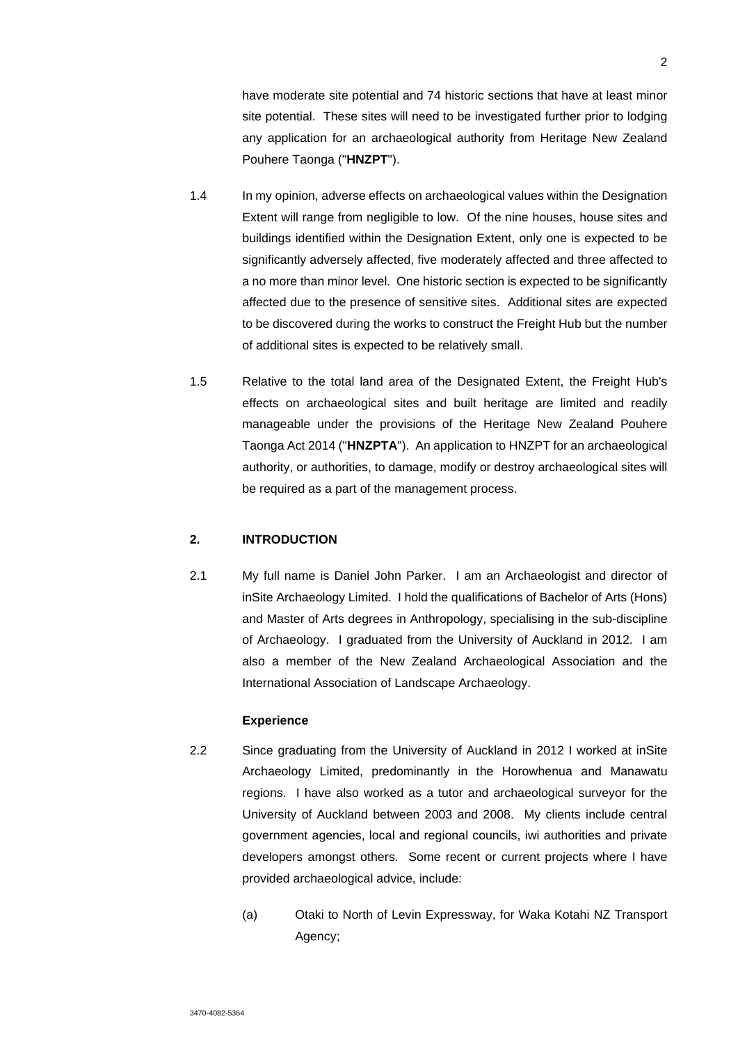have moderate site potential and 74 historic sections that have at least minor site potential. These sites will need to be investigated further prior to lodging any application for an archaeological authority from Heritage New Zealand Pouhere Taonga ("**HNZPT**").

1.4 In my opinion, adverse effects on archaeological values within the Designation Extent will range from negligible to low. Of the nine houses, house sites and buildings identified within the Designation Extent, only one is expected to be significantly adversely affected, five moderately affected and three affected to a no more than minor level. One historic section is expected to be significantly affected due to the presence of sensitive sites. Additional sites are expected to be discovered during the works to construct the Freight Hub but the number of additional sites is expected to be relatively small.

1.5 Relative to the total land area of the Designated Extent, the Freight Hub's effects on archaeological sites and built heritage are limited and readily manageable under the provisions of the Heritage New Zealand Pouhere Taonga Act 2014 ("**HNZPTA**"). An application to HNZPT for an archaeological authority, or authorities, to damage, modify or destroy archaeological sites will be required as a part of the management process.

## 2. INTRODUCTION

2.1 My full name is Daniel John Parker. I am an Archaeologist and director of inSite Archaeology Limited. I hold the qualifications of Bachelor of Arts (Hons) and Master of Arts degrees in Anthropology, specialising in the sub-discipline of Archaeology. I graduated from the University of Auckland in 2012. I am also a member of the New Zealand Archaeological Association and the International Association of Landscape Archaeology.

### Experience

2.2 Since graduating from the University of Auckland in 2012 I worked at inSite Archaeology Limited, predominantly in the Horowhenua and Manawatu regions. I have also worked as a tutor and archaeological surveyor for the University of Auckland between 2003 and 2008. My clients include central government agencies, local and regional councils, iwi authorities and private developers amongst others. Some recent or current projects where I have provided archaeological advice, include:

(a) Otaki to North of Levin Expressway, for Waka Kotahi NZ Transport Agency;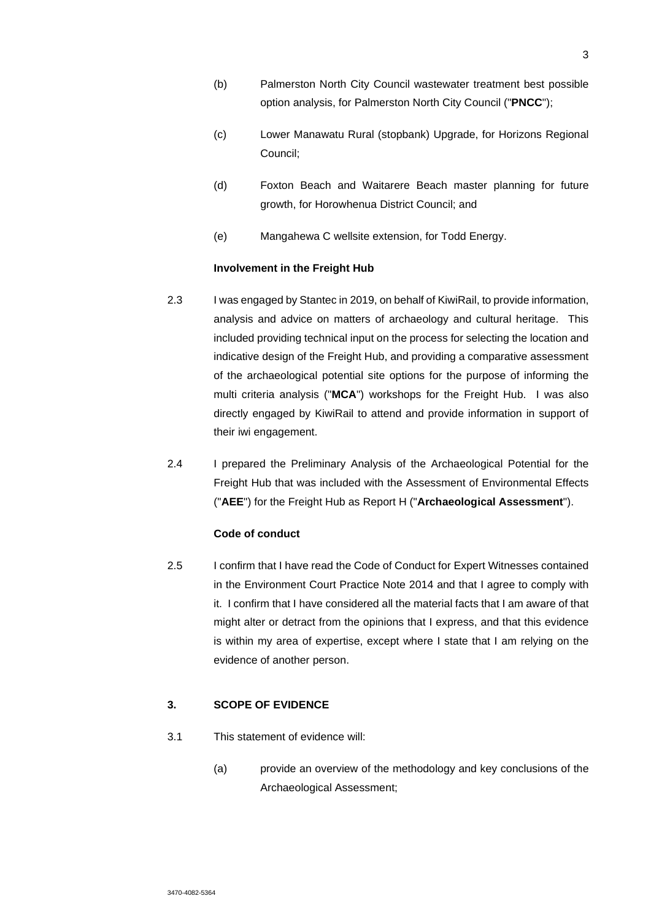(b) Palmerston North City Council wastewater treatment best possible option analysis, for Palmerston North City Council ("**PNCC**");

(c) Lower Manawatu Rural (stopbank) Upgrade, for Horizons Regional Council;

(d) Foxton Beach and Waitarere Beach master planning for future growth, for Horowhenua District Council; and

(e) Mangahewa C wellsite extension, for Todd Energy.

**Involvement in the Freight Hub**

2.3 I was engaged by Stantec in 2019, on behalf of KiwiRail, to provide information, analysis and advice on matters of archaeology and cultural heritage. This included providing technical input on the process for selecting the location and indicative design of the Freight Hub, and providing a comparative assessment of the archaeological potential site options for the purpose of informing the multi criteria analysis ("**MCA**") workshops for the Freight Hub. I was also directly engaged by KiwiRail to attend and provide information in support of their iwi engagement.

2.4 I prepared the Preliminary Analysis of the Archaeological Potential for the Freight Hub that was included with the Assessment of Environmental Effects ("**AEE**") for the Freight Hub as Report H ("**Archaeological Assessment**").

**Code of conduct**

2.5 I confirm that I have read the Code of Conduct for Expert Witnesses contained in the Environment Court Practice Note 2014 and that I agree to comply with it. I confirm that I have considered all the material facts that I am aware of that might alter or detract from the opinions that I express, and that this evidence is within my area of expertise, except where I state that I am relying on the evidence of another person.

## 3. SCOPE OF EVIDENCE

3.1 This statement of evidence will:

(a) provide an overview of the methodology and key conclusions of the Archaeological Assessment;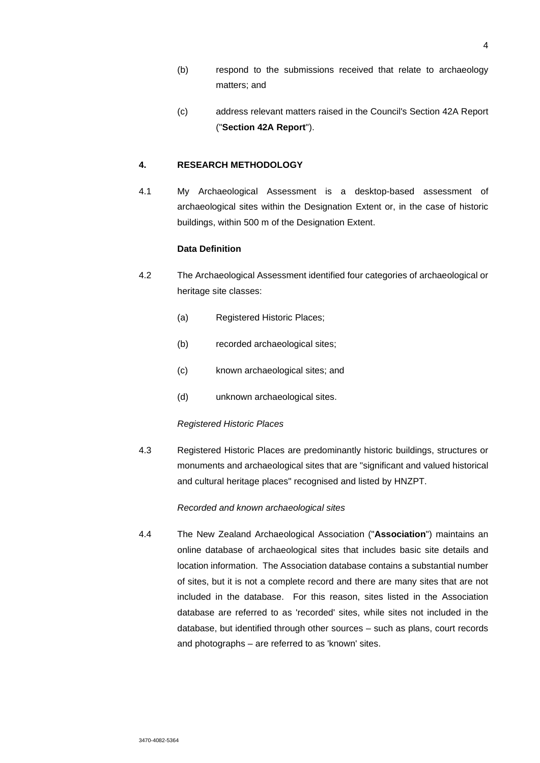(b) respond to the submissions received that relate to archaeology matters; and

(c) address relevant matters raised in the Council's Section 42A Report ("**Section 42A Report**").

## 4. RESEARCH METHODOLOGY

4.1 My Archaeological Assessment is a desktop-based assessment of archaeological sites within the Designation Extent or, in the case of historic buildings, within 500 m of the Designation Extent.

### Data Definition

4.2 The Archaeological Assessment identified four categories of archaeological or heritage site classes:

(a) Registered Historic Places;

(b) recorded archaeological sites;

(c) known archaeological sites; and

(d) unknown archaeological sites.

*Registered Historic Places*

4.3 Registered Historic Places are predominantly historic buildings, structures or monuments and archaeological sites that are "significant and valued historical and cultural heritage places" recognised and listed by HNZPT.

*Recorded and known archaeological sites*

4.4 The New Zealand Archaeological Association ("**Association**") maintains an online database of archaeological sites that includes basic site details and location information. The Association database contains a substantial number of sites, but it is not a complete record and there are many sites that are not included in the database. For this reason, sites listed in the Association database are referred to as 'recorded' sites, while sites not included in the database, but identified through other sources – such as plans, court records and photographs – are referred to as 'known' sites.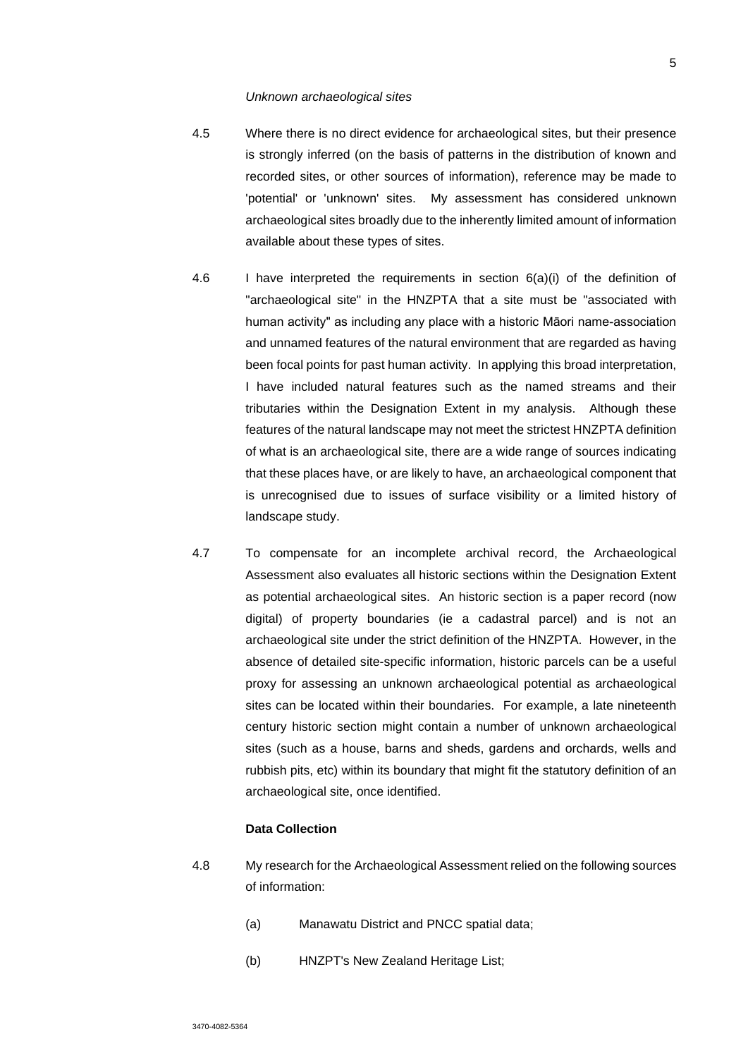*Unknown archaeological sites*

4.5 Where there is no direct evidence for archaeological sites, but their presence is strongly inferred (on the basis of patterns in the distribution of known and recorded sites, or other sources of information), reference may be made to 'potential' or 'unknown' sites. My assessment has considered unknown archaeological sites broadly due to the inherently limited amount of information available about these types of sites.

4.6 I have interpreted the requirements in section 6(a)(i) of the definition of "archaeological site" in the HNZPTA that a site must be "associated with human activity" as including any place with a historic Māori name-association and unnamed features of the natural environment that are regarded as having been focal points for past human activity. In applying this broad interpretation, I have included natural features such as the named streams and their tributaries within the Designation Extent in my analysis. Although these features of the natural landscape may not meet the strictest HNZPTA definition of what is an archaeological site, there are a wide range of sources indicating that these places have, or are likely to have, an archaeological component that is unrecognised due to issues of surface visibility or a limited history of landscape study.

4.7 To compensate for an incomplete archival record, the Archaeological Assessment also evaluates all historic sections within the Designation Extent as potential archaeological sites. An historic section is a paper record (now digital) of property boundaries (ie a cadastral parcel) and is not an archaeological site under the strict definition of the HNZPTA. However, in the absence of detailed site-specific information, historic parcels can be a useful proxy for assessing an unknown archaeological potential as archaeological sites can be located within their boundaries. For example, a late nineteenth century historic section might contain a number of unknown archaeological sites (such as a house, barns and sheds, gardens and orchards, wells and rubbish pits, etc) within its boundary that might fit the statutory definition of an archaeological site, once identified.

**Data Collection**

4.8 My research for the Archaeological Assessment relied on the following sources of information:

(a) Manawatu District and PNCC spatial data;

(b) HNZPT's New Zealand Heritage List;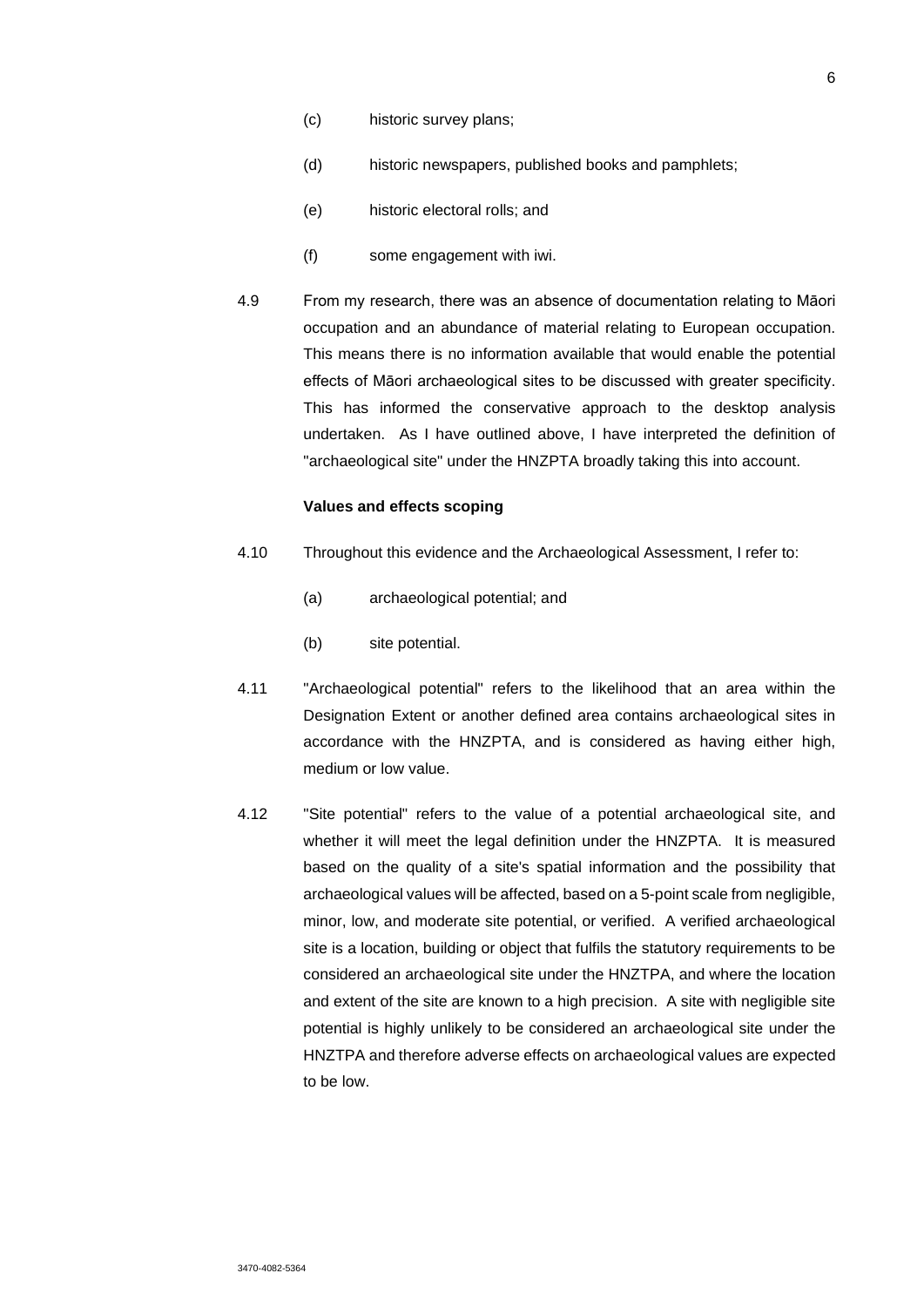(c) historic survey plans;

(d) historic newspapers, published books and pamphlets;

(e) historic electoral rolls; and

(f) some engagement with iwi.

4.9 From my research, there was an absence of documentation relating to Māori occupation and an abundance of material relating to European occupation. This means there is no information available that would enable the potential effects of Māori archaeological sites to be discussed with greater specificity. This has informed the conservative approach to the desktop analysis undertaken. As I have outlined above, I have interpreted the definition of "archaeological site" under the HNZPTA broadly taking this into account.

**Values and effects scoping**

4.10 Throughout this evidence and the Archaeological Assessment, I refer to:

(a) archaeological potential; and

(b) site potential.

4.11 "Archaeological potential" refers to the likelihood that an area within the Designation Extent or another defined area contains archaeological sites in accordance with the HNZPTA, and is considered as having either high, medium or low value.

4.12 "Site potential" refers to the value of a potential archaeological site, and whether it will meet the legal definition under the HNZPTA. It is measured based on the quality of a site's spatial information and the possibility that archaeological values will be affected, based on a 5-point scale from negligible, minor, low, and moderate site potential, or verified. A verified archaeological site is a location, building or object that fulfils the statutory requirements to be considered an archaeological site under the HNZTPA, and where the location and extent of the site are known to a high precision. A site with negligible site potential is highly unlikely to be considered an archaeological site under the HNZTPA and therefore adverse effects on archaeological values are expected to be low.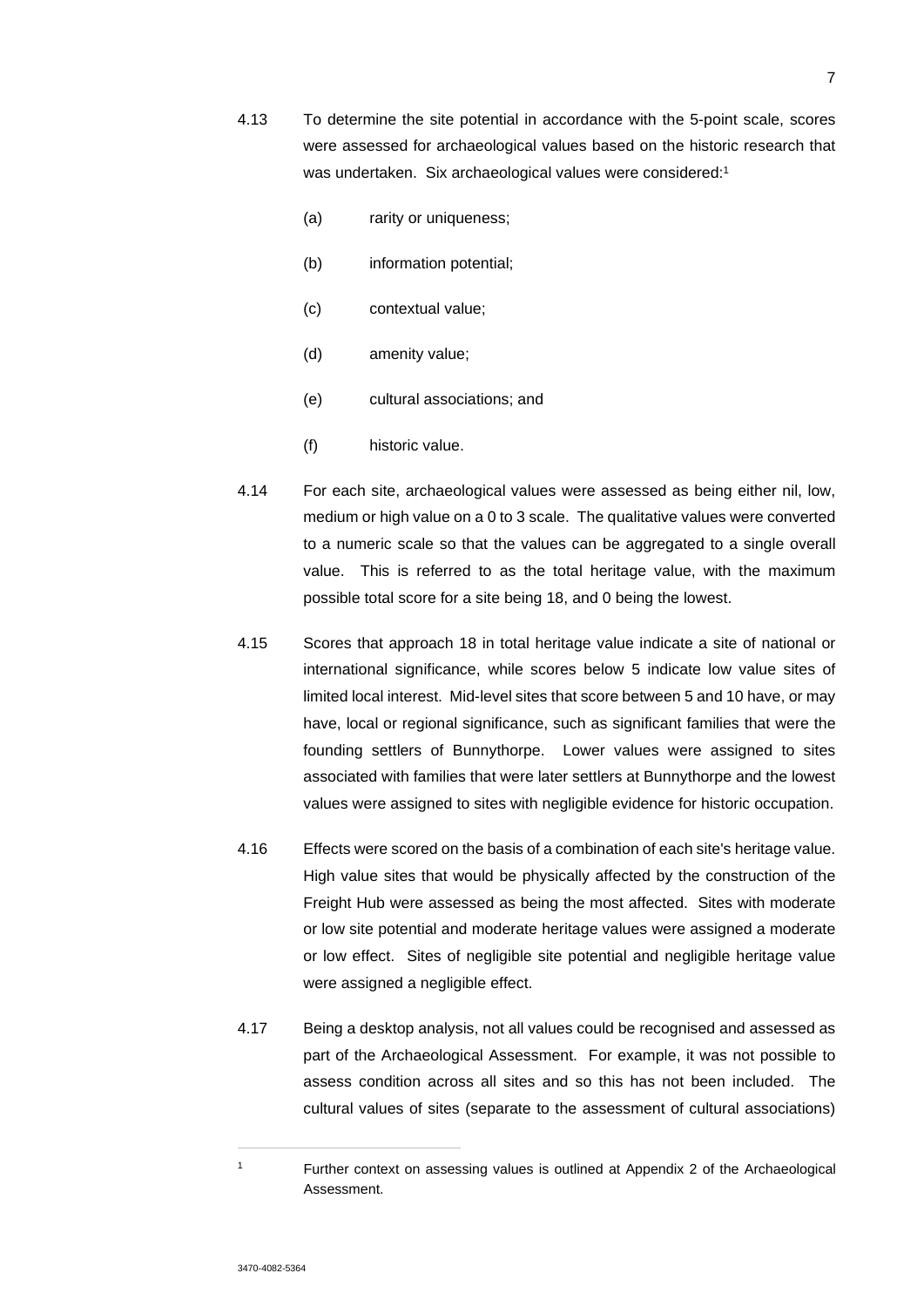4.13 To determine the site potential in accordance with the 5-point scale, scores were assessed for archaeological values based on the historic research that was undertaken. Six archaeological values were considered:[1]

(a) rarity or uniqueness;

(b) information potential;

(c) contextual value;

(d) amenity value;

(e) cultural associations; and

(f) historic value.

4.14 For each site, archaeological values were assessed as being either nil, low, medium or high value on a 0 to 3 scale. The qualitative values were converted to a numeric scale so that the values can be aggregated to a single overall value. This is referred to as the total heritage value, with the maximum possible total score for a site being 18, and 0 being the lowest.

4.15 Scores that approach 18 in total heritage value indicate a site of national or international significance, while scores below 5 indicate low value sites of limited local interest. Mid-level sites that score between 5 and 10 have, or may have, local or regional significance, such as significant families that were the founding settlers of Bunnythorpe. Lower values were assigned to sites associated with families that were later settlers at Bunnythorpe and the lowest values were assigned to sites with negligible evidence for historic occupation.

4.16 Effects were scored on the basis of a combination of each site's heritage value. High value sites that would be physically affected by the construction of the Freight Hub were assessed as being the most affected. Sites with moderate or low site potential and moderate heritage values were assigned a moderate or low effect. Sites of negligible site potential and negligible heritage value were assigned a negligible effect.

4.17 Being a desktop analysis, not all values could be recognised and assessed as part of the Archaeological Assessment. For example, it was not possible to assess condition across all sites and so this has not been included. The cultural values of sites (separate to the assessment of cultural associations)

---

[1] Further context on assessing values is outlined at Appendix 2 of the Archaeological Assessment.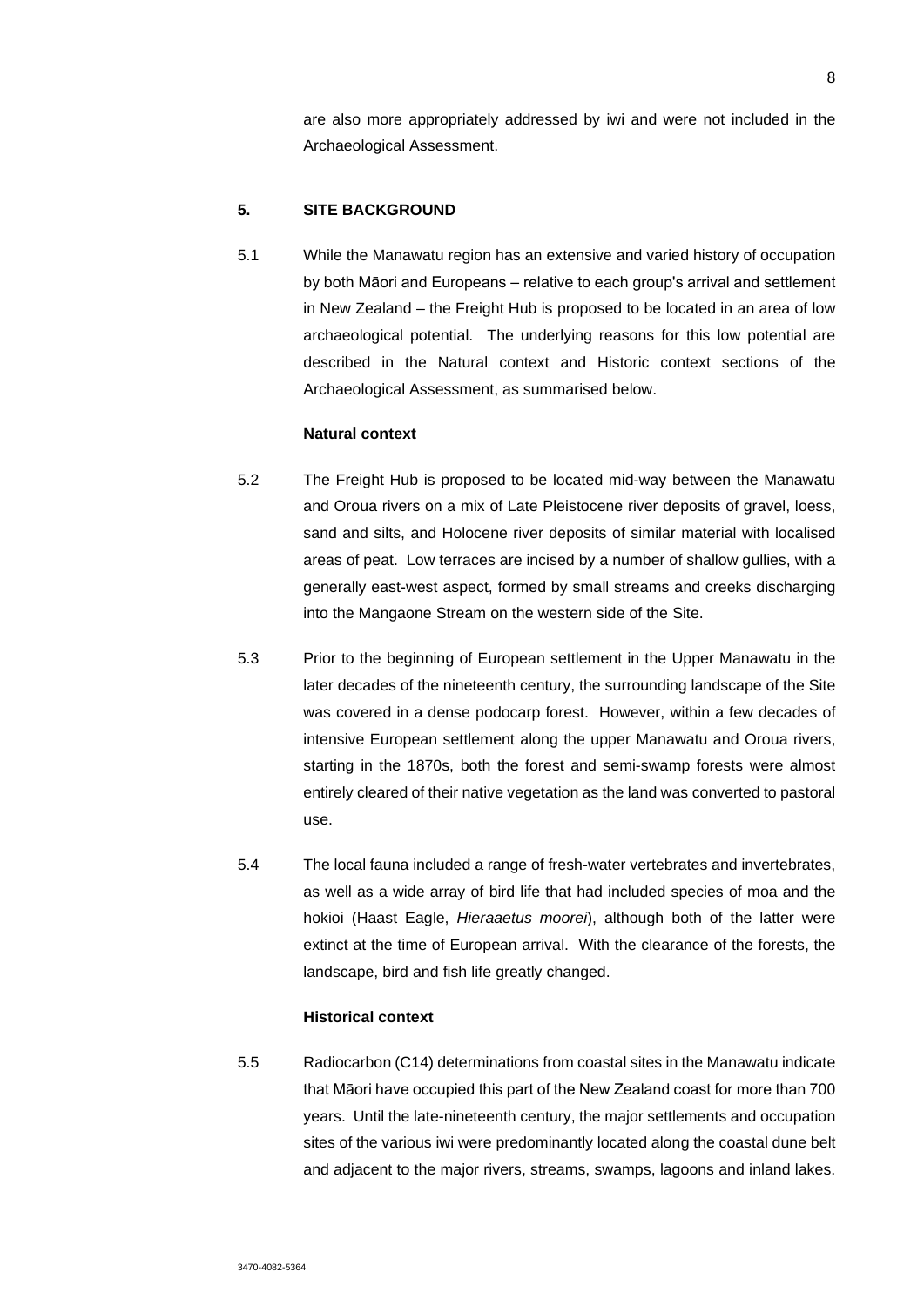are also more appropriately addressed by iwi and were not included in the Archaeological Assessment.

## 5. SITE BACKGROUND

5.1 While the Manawatu region has an extensive and varied history of occupation by both Māori and Europeans – relative to each group's arrival and settlement in New Zealand – the Freight Hub is proposed to be located in an area of low archaeological potential. The underlying reasons for this low potential are described in the Natural context and Historic context sections of the Archaeological Assessment, as summarised below.

### Natural context

5.2 The Freight Hub is proposed to be located mid-way between the Manawatu and Oroua rivers on a mix of Late Pleistocene river deposits of gravel, loess, sand and silts, and Holocene river deposits of similar material with localised areas of peat. Low terraces are incised by a number of shallow gullies, with a generally east-west aspect, formed by small streams and creeks discharging into the Mangaone Stream on the western side of the Site.

5.3 Prior to the beginning of European settlement in the Upper Manawatu in the later decades of the nineteenth century, the surrounding landscape of the Site was covered in a dense podocarp forest. However, within a few decades of intensive European settlement along the upper Manawatu and Oroua rivers, starting in the 1870s, both the forest and semi-swamp forests were almost entirely cleared of their native vegetation as the land was converted to pastoral use.

5.4 The local fauna included a range of fresh-water vertebrates and invertebrates, as well as a wide array of bird life that had included species of moa and the hokioi (Haast Eagle, *Hieraaetus moorei*), although both of the latter were extinct at the time of European arrival. With the clearance of the forests, the landscape, bird and fish life greatly changed.

### Historical context

5.5 Radiocarbon (C14) determinations from coastal sites in the Manawatu indicate that Māori have occupied this part of the New Zealand coast for more than 700 years. Until the late-nineteenth century, the major settlements and occupation sites of the various iwi were predominantly located along the coastal dune belt and adjacent to the major rivers, streams, swamps, lagoons and inland lakes.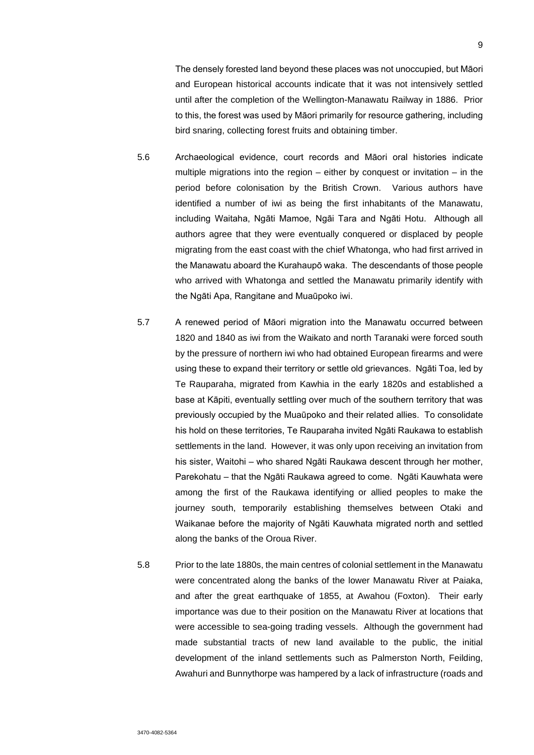The densely forested land beyond these places was not unoccupied, but Māori and European historical accounts indicate that it was not intensively settled until after the completion of the Wellington-Manawatu Railway in 1886. Prior to this, the forest was used by Māori primarily for resource gathering, including bird snaring, collecting forest fruits and obtaining timber.

5.6 Archaeological evidence, court records and Māori oral histories indicate multiple migrations into the region – either by conquest or invitation – in the period before colonisation by the British Crown. Various authors have identified a number of iwi as being the first inhabitants of the Manawatu, including Waitaha, Ngāti Mamoe, Ngāi Tara and Ngāti Hotu. Although all authors agree that they were eventually conquered or displaced by people migrating from the east coast with the chief Whatonga, who had first arrived in the Manawatu aboard the Kurahaupō waka. The descendants of those people who arrived with Whatonga and settled the Manawatu primarily identify with the Ngāti Apa, Rangitane and Muaūpoko iwi.

5.7 A renewed period of Māori migration into the Manawatu occurred between 1820 and 1840 as iwi from the Waikato and north Taranaki were forced south by the pressure of northern iwi who had obtained European firearms and were using these to expand their territory or settle old grievances. Ngāti Toa, led by Te Rauparaha, migrated from Kawhia in the early 1820s and established a base at Kāpiti, eventually settling over much of the southern territory that was previously occupied by the Muaūpoko and their related allies. To consolidate his hold on these territories, Te Rauparaha invited Ngāti Raukawa to establish settlements in the land. However, it was only upon receiving an invitation from his sister, Waitohi – who shared Ngāti Raukawa descent through her mother, Parekohatu – that the Ngāti Raukawa agreed to come. Ngāti Kauwhata were among the first of the Raukawa identifying or allied peoples to make the journey south, temporarily establishing themselves between Otaki and Waikanae before the majority of Ngāti Kauwhata migrated north and settled along the banks of the Oroua River.

5.8 Prior to the late 1880s, the main centres of colonial settlement in the Manawatu were concentrated along the banks of the lower Manawatu River at Paiaka, and after the great earthquake of 1855, at Awahou (Foxton). Their early importance was due to their position on the Manawatu River at locations that were accessible to sea-going trading vessels. Although the government had made substantial tracts of new land available to the public, the initial development of the inland settlements such as Palmerston North, Feilding, Awahuri and Bunnythorpe was hampered by a lack of infrastructure (roads and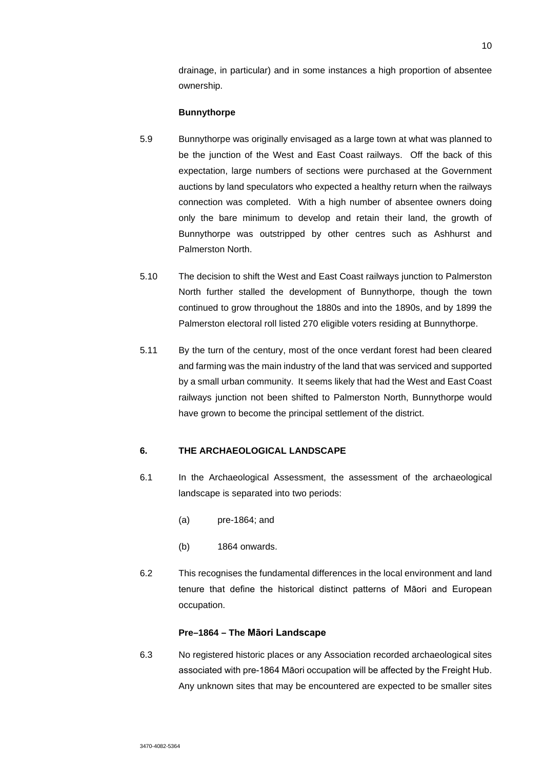drainage, in particular) and in some instances a high proportion of absentee ownership.

**Bunnythorpe**

5.9 Bunnythorpe was originally envisaged as a large town at what was planned to be the junction of the West and East Coast railways. Off the back of this expectation, large numbers of sections were purchased at the Government auctions by land speculators who expected a healthy return when the railways connection was completed. With a high number of absentee owners doing only the bare minimum to develop and retain their land, the growth of Bunnythorpe was outstripped by other centres such as Ashhurst and Palmerston North.

5.10 The decision to shift the West and East Coast railways junction to Palmerston North further stalled the development of Bunnythorpe, though the town continued to grow throughout the 1880s and into the 1890s, and by 1899 the Palmerston electoral roll listed 270 eligible voters residing at Bunnythorpe.

5.11 By the turn of the century, most of the once verdant forest had been cleared and farming was the main industry of the land that was serviced and supported by a small urban community. It seems likely that had the West and East Coast railways junction not been shifted to Palmerston North, Bunnythorpe would have grown to become the principal settlement of the district.

## 6. THE ARCHAEOLOGICAL LANDSCAPE

6.1 In the Archaeological Assessment, the assessment of the archaeological landscape is separated into two periods:

(a) pre-1864; and

(b) 1864 onwards.

6.2 This recognises the fundamental differences in the local environment and land tenure that define the historical distinct patterns of Māori and European occupation.

**Pre–1864 – The Māori Landscape**

6.3 No registered historic places or any Association recorded archaeological sites associated with pre-1864 Māori occupation will be affected by the Freight Hub. Any unknown sites that may be encountered are expected to be smaller sites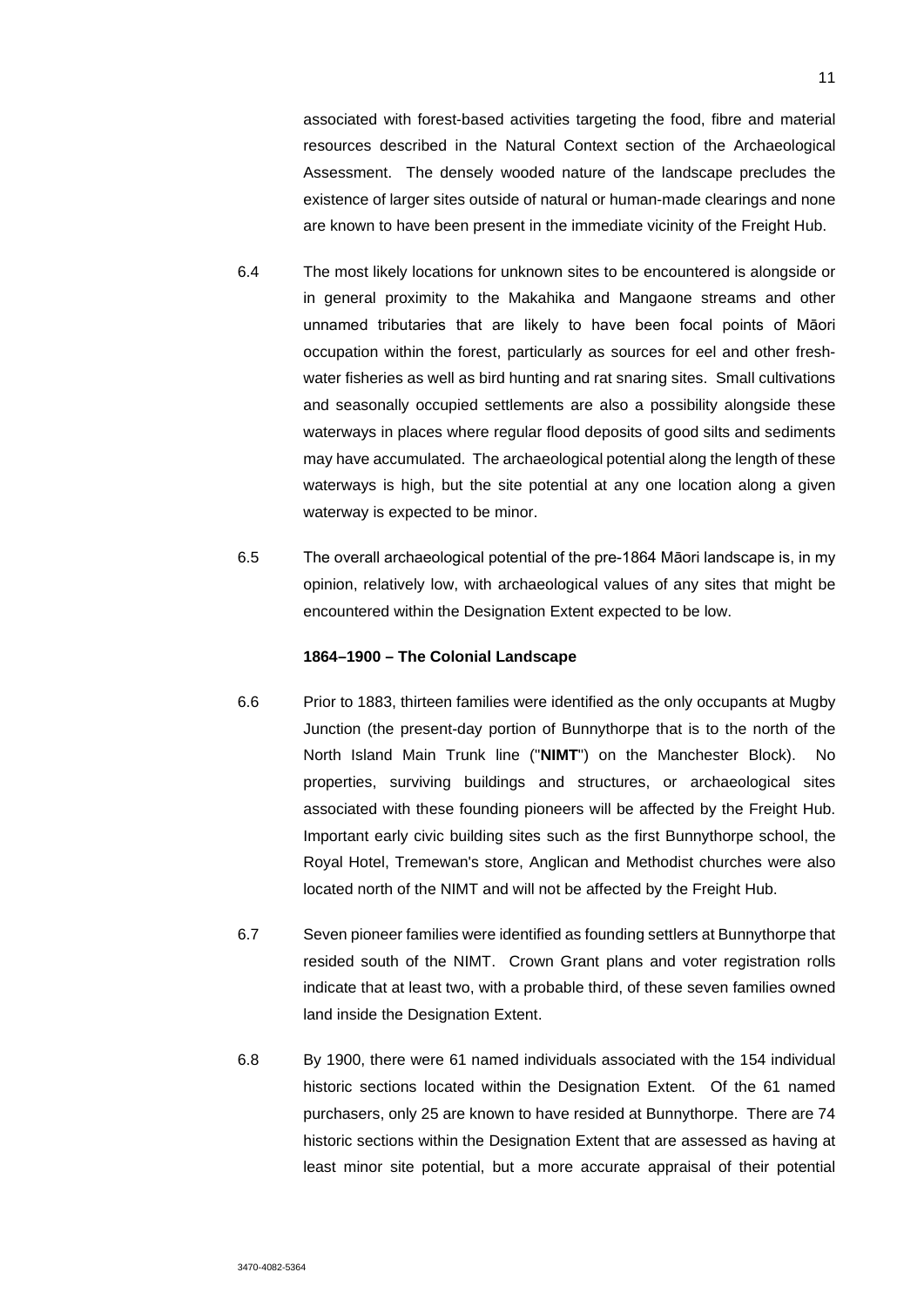associated with forest-based activities targeting the food, fibre and material resources described in the Natural Context section of the Archaeological Assessment. The densely wooded nature of the landscape precludes the existence of larger sites outside of natural or human-made clearings and none are known to have been present in the immediate vicinity of the Freight Hub.

6.4 The most likely locations for unknown sites to be encountered is alongside or in general proximity to the Makahika and Mangaone streams and other unnamed tributaries that are likely to have been focal points of Māori occupation within the forest, particularly as sources for eel and other fresh-water fisheries as well as bird hunting and rat snaring sites. Small cultivations and seasonally occupied settlements are also a possibility alongside these waterways in places where regular flood deposits of good silts and sediments may have accumulated. The archaeological potential along the length of these waterways is high, but the site potential at any one location along a given waterway is expected to be minor.

6.5 The overall archaeological potential of the pre-1864 Māori landscape is, in my opinion, relatively low, with archaeological values of any sites that might be encountered within the Designation Extent expected to be low.

**1864–1900 – The Colonial Landscape**

6.6 Prior to 1883, thirteen families were identified as the only occupants at Mugby Junction (the present-day portion of Bunnythorpe that is to the north of the North Island Main Trunk line ("**NIMT**") on the Manchester Block). No properties, surviving buildings and structures, or archaeological sites associated with these founding pioneers will be affected by the Freight Hub. Important early civic building sites such as the first Bunnythorpe school, the Royal Hotel, Tremewan's store, Anglican and Methodist churches were also located north of the NIMT and will not be affected by the Freight Hub.

6.7 Seven pioneer families were identified as founding settlers at Bunnythorpe that resided south of the NIMT. Crown Grant plans and voter registration rolls indicate that at least two, with a probable third, of these seven families owned land inside the Designation Extent.

6.8 By 1900, there were 61 named individuals associated with the 154 individual historic sections located within the Designation Extent. Of the 61 named purchasers, only 25 are known to have resided at Bunnythorpe. There are 74 historic sections within the Designation Extent that are assessed as having at least minor site potential, but a more accurate appraisal of their potential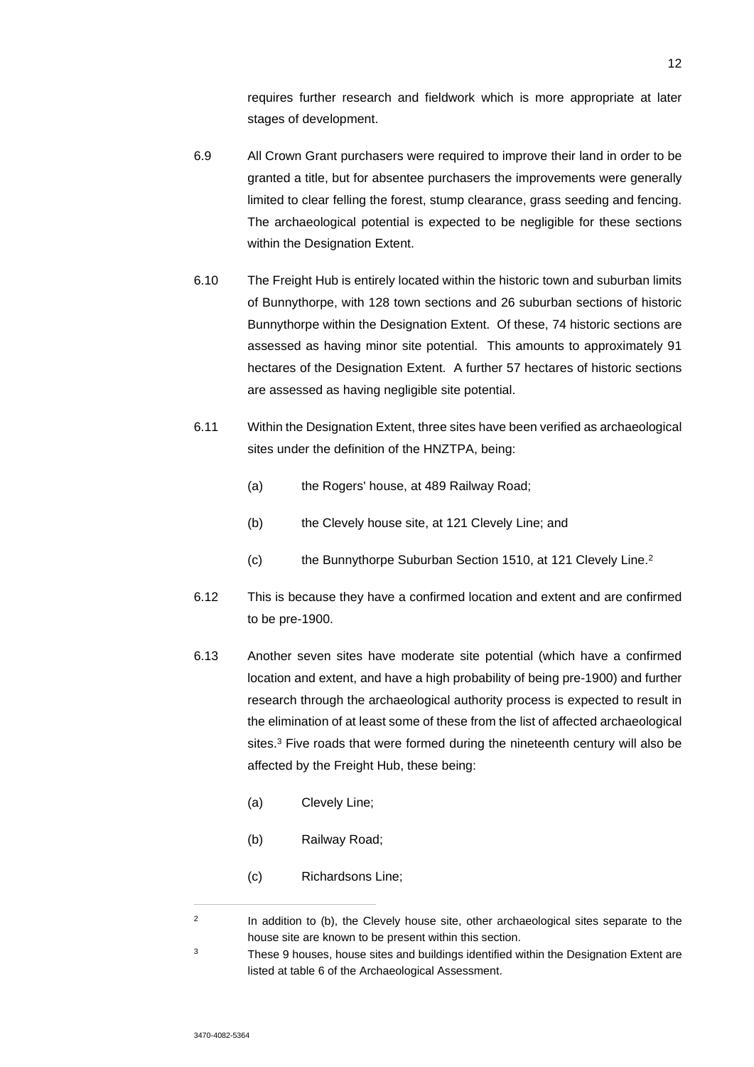requires further research and fieldwork which is more appropriate at later stages of development.

6.9 All Crown Grant purchasers were required to improve their land in order to be granted a title, but for absentee purchasers the improvements were generally limited to clear felling the forest, stump clearance, grass seeding and fencing. The archaeological potential is expected to be negligible for these sections within the Designation Extent.

6.10 The Freight Hub is entirely located within the historic town and suburban limits of Bunnythorpe, with 128 town sections and 26 suburban sections of historic Bunnythorpe within the Designation Extent. Of these, 74 historic sections are assessed as having minor site potential. This amounts to approximately 91 hectares of the Designation Extent. A further 57 hectares of historic sections are assessed as having negligible site potential.

6.11 Within the Designation Extent, three sites have been verified as archaeological sites under the definition of the HNZTPA, being:

(a) the Rogers' house, at 489 Railway Road;

(b) the Clevely house site, at 121 Clevely Line; and

(c) the Bunnythorpe Suburban Section 1510, at 121 Clevely Line.[2]

6.12 This is because they have a confirmed location and extent and are confirmed to be pre-1900.

6.13 Another seven sites have moderate site potential (which have a confirmed location and extent, and have a high probability of being pre-1900) and further research through the archaeological authority process is expected to result in the elimination of at least some of these from the list of affected archaeological sites.[3] Five roads that were formed during the nineteenth century will also be affected by the Freight Hub, these being:

(a) Clevely Line;

(b) Railway Road;

(c) Richardsons Line;

---

[2] In addition to (b), the Clevely house site, other archaeological sites separate to the house site are known to be present within this section.

[3] These 9 houses, house sites and buildings identified within the Designation Extent are listed at table 6 of the Archaeological Assessment.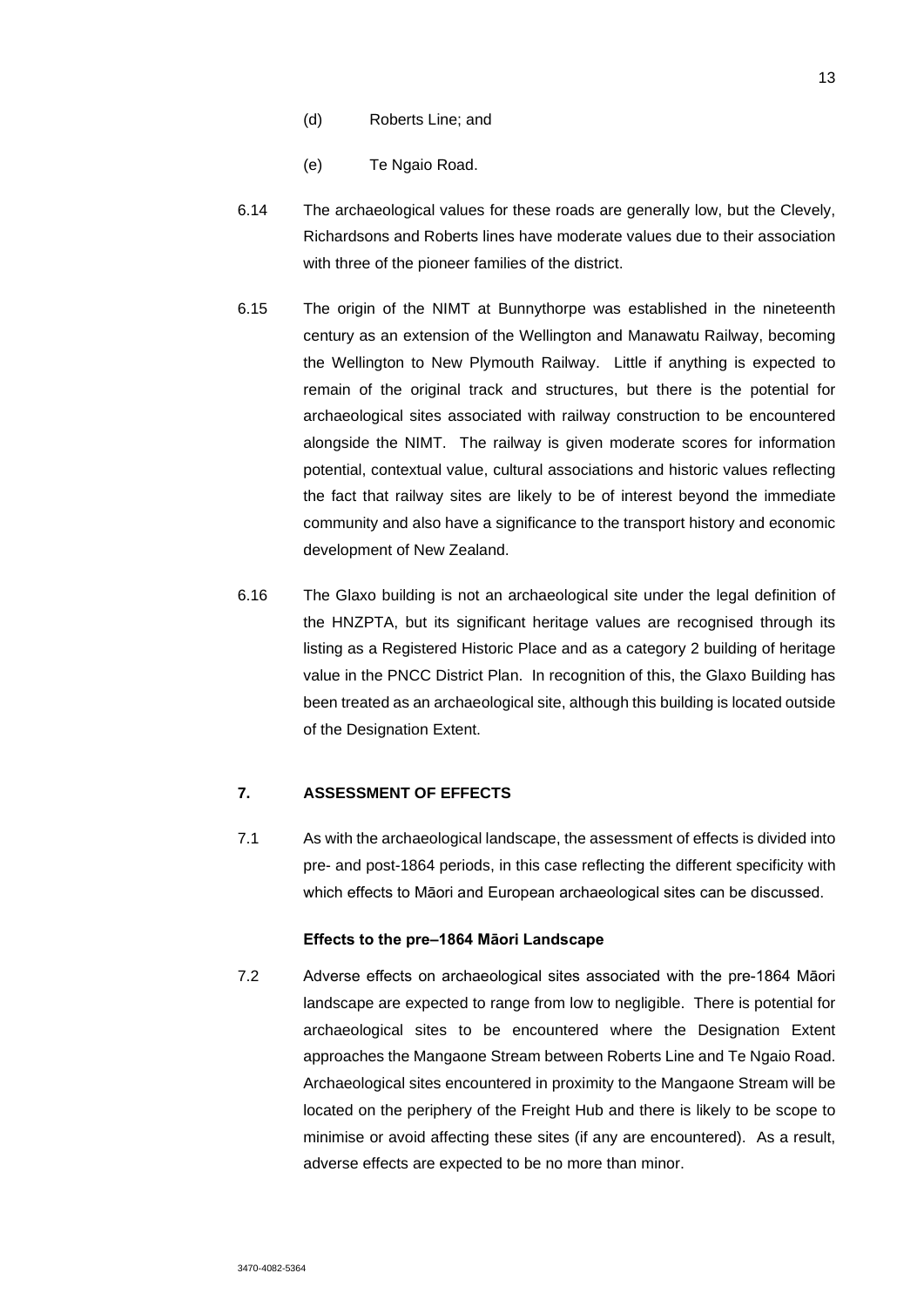(d) Roberts Line; and

(e) Te Ngaio Road.

6.14 The archaeological values for these roads are generally low, but the Clevely, Richardsons and Roberts lines have moderate values due to their association with three of the pioneer families of the district.

6.15 The origin of the NIMT at Bunnythorpe was established in the nineteenth century as an extension of the Wellington and Manawatu Railway, becoming the Wellington to New Plymouth Railway. Little if anything is expected to remain of the original track and structures, but there is the potential for archaeological sites associated with railway construction to be encountered alongside the NIMT. The railway is given moderate scores for information potential, contextual value, cultural associations and historic values reflecting the fact that railway sites are likely to be of interest beyond the immediate community and also have a significance to the transport history and economic development of New Zealand.

6.16 The Glaxo building is not an archaeological site under the legal definition of the HNZPTA, but its significant heritage values are recognised through its listing as a Registered Historic Place and as a category 2 building of heritage value in the PNCC District Plan. In recognition of this, the Glaxo Building has been treated as an archaeological site, although this building is located outside of the Designation Extent.

## 7. ASSESSMENT OF EFFECTS

7.1 As with the archaeological landscape, the assessment of effects is divided into pre- and post-1864 periods, in this case reflecting the different specificity with which effects to Māori and European archaeological sites can be discussed.

### Effects to the pre–1864 Māori Landscape

7.2 Adverse effects on archaeological sites associated with the pre-1864 Māori landscape are expected to range from low to negligible. There is potential for archaeological sites to be encountered where the Designation Extent approaches the Mangaone Stream between Roberts Line and Te Ngaio Road. Archaeological sites encountered in proximity to the Mangaone Stream will be located on the periphery of the Freight Hub and there is likely to be scope to minimise or avoid affecting these sites (if any are encountered). As a result, adverse effects are expected to be no more than minor.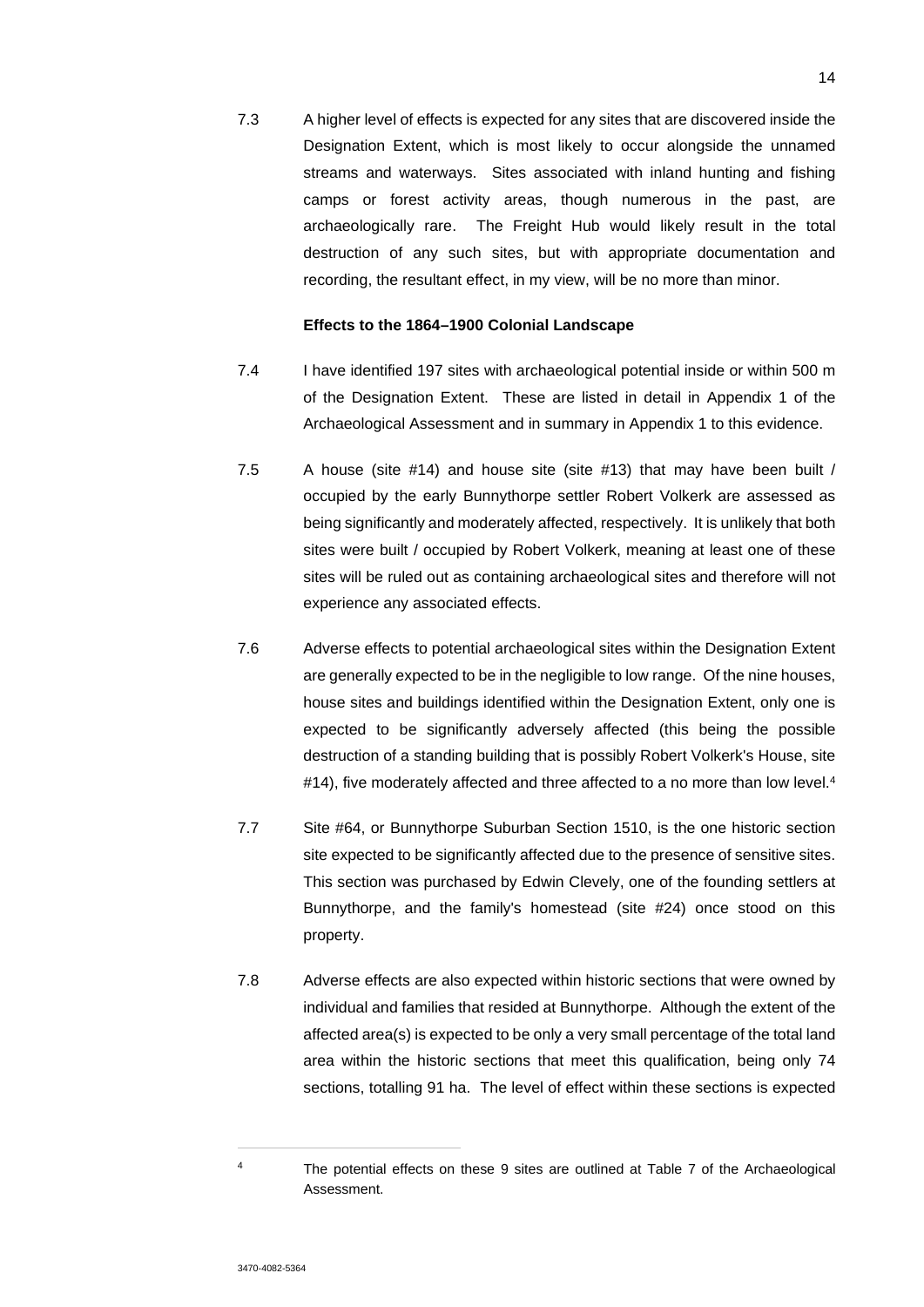7.3 A higher level of effects is expected for any sites that are discovered inside the Designation Extent, which is most likely to occur alongside the unnamed streams and waterways. Sites associated with inland hunting and fishing camps or forest activity areas, though numerous in the past, are archaeologically rare. The Freight Hub would likely result in the total destruction of any such sites, but with appropriate documentation and recording, the resultant effect, in my view, will be no more than minor.

**Effects to the 1864–1900 Colonial Landscape**

7.4 I have identified 197 sites with archaeological potential inside or within 500 m of the Designation Extent. These are listed in detail in Appendix 1 of the Archaeological Assessment and in summary in Appendix 1 to this evidence.

7.5 A house (site #14) and house site (site #13) that may have been built / occupied by the early Bunnythorpe settler Robert Volkerk are assessed as being significantly and moderately affected, respectively. It is unlikely that both sites were built / occupied by Robert Volkerk, meaning at least one of these sites will be ruled out as containing archaeological sites and therefore will not experience any associated effects.

7.6 Adverse effects to potential archaeological sites within the Designation Extent are generally expected to be in the negligible to low range. Of the nine houses, house sites and buildings identified within the Designation Extent, only one is expected to be significantly adversely affected (this being the possible destruction of a standing building that is possibly Robert Volkerk's House, site #14), five moderately affected and three affected to a no more than low level.[4]

7.7 Site #64, or Bunnythorpe Suburban Section 1510, is the one historic section site expected to be significantly affected due to the presence of sensitive sites. This section was purchased by Edwin Clevely, one of the founding settlers at Bunnythorpe, and the family's homestead (site #24) once stood on this property.

7.8 Adverse effects are also expected within historic sections that were owned by individual and families that resided at Bunnythorpe. Although the extent of the affected area(s) is expected to be only a very small percentage of the total land area within the historic sections that meet this qualification, being only 74 sections, totalling 91 ha. The level of effect within these sections is expected

---

[4] The potential effects on these 9 sites are outlined at Table 7 of the Archaeological Assessment.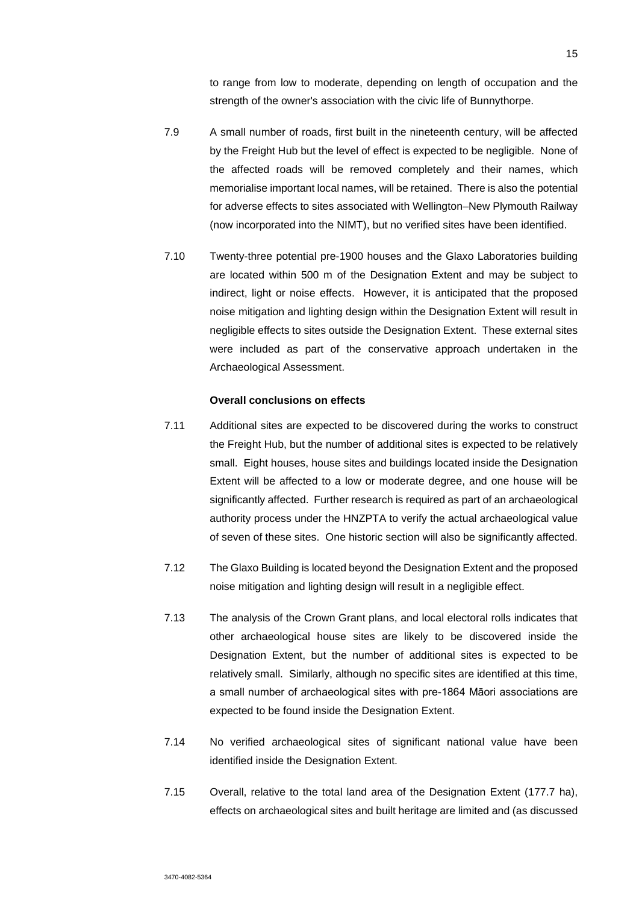to range from low to moderate, depending on length of occupation and the strength of the owner's association with the civic life of Bunnythorpe.

7.9 A small number of roads, first built in the nineteenth century, will be affected by the Freight Hub but the level of effect is expected to be negligible. None of the affected roads will be removed completely and their names, which memorialise important local names, will be retained. There is also the potential for adverse effects to sites associated with Wellington–New Plymouth Railway (now incorporated into the NIMT), but no verified sites have been identified.

7.10 Twenty-three potential pre-1900 houses and the Glaxo Laboratories building are located within 500 m of the Designation Extent and may be subject to indirect, light or noise effects. However, it is anticipated that the proposed noise mitigation and lighting design within the Designation Extent will result in negligible effects to sites outside the Designation Extent. These external sites were included as part of the conservative approach undertaken in the Archaeological Assessment.

**Overall conclusions on effects**

7.11 Additional sites are expected to be discovered during the works to construct the Freight Hub, but the number of additional sites is expected to be relatively small. Eight houses, house sites and buildings located inside the Designation Extent will be affected to a low or moderate degree, and one house will be significantly affected. Further research is required as part of an archaeological authority process under the HNZPTA to verify the actual archaeological value of seven of these sites. One historic section will also be significantly affected.

7.12 The Glaxo Building is located beyond the Designation Extent and the proposed noise mitigation and lighting design will result in a negligible effect.

7.13 The analysis of the Crown Grant plans, and local electoral rolls indicates that other archaeological house sites are likely to be discovered inside the Designation Extent, but the number of additional sites is expected to be relatively small. Similarly, although no specific sites are identified at this time, a small number of archaeological sites with pre-1864 Māori associations are expected to be found inside the Designation Extent.

7.14 No verified archaeological sites of significant national value have been identified inside the Designation Extent.

7.15 Overall, relative to the total land area of the Designation Extent (177.7 ha), effects on archaeological sites and built heritage are limited and (as discussed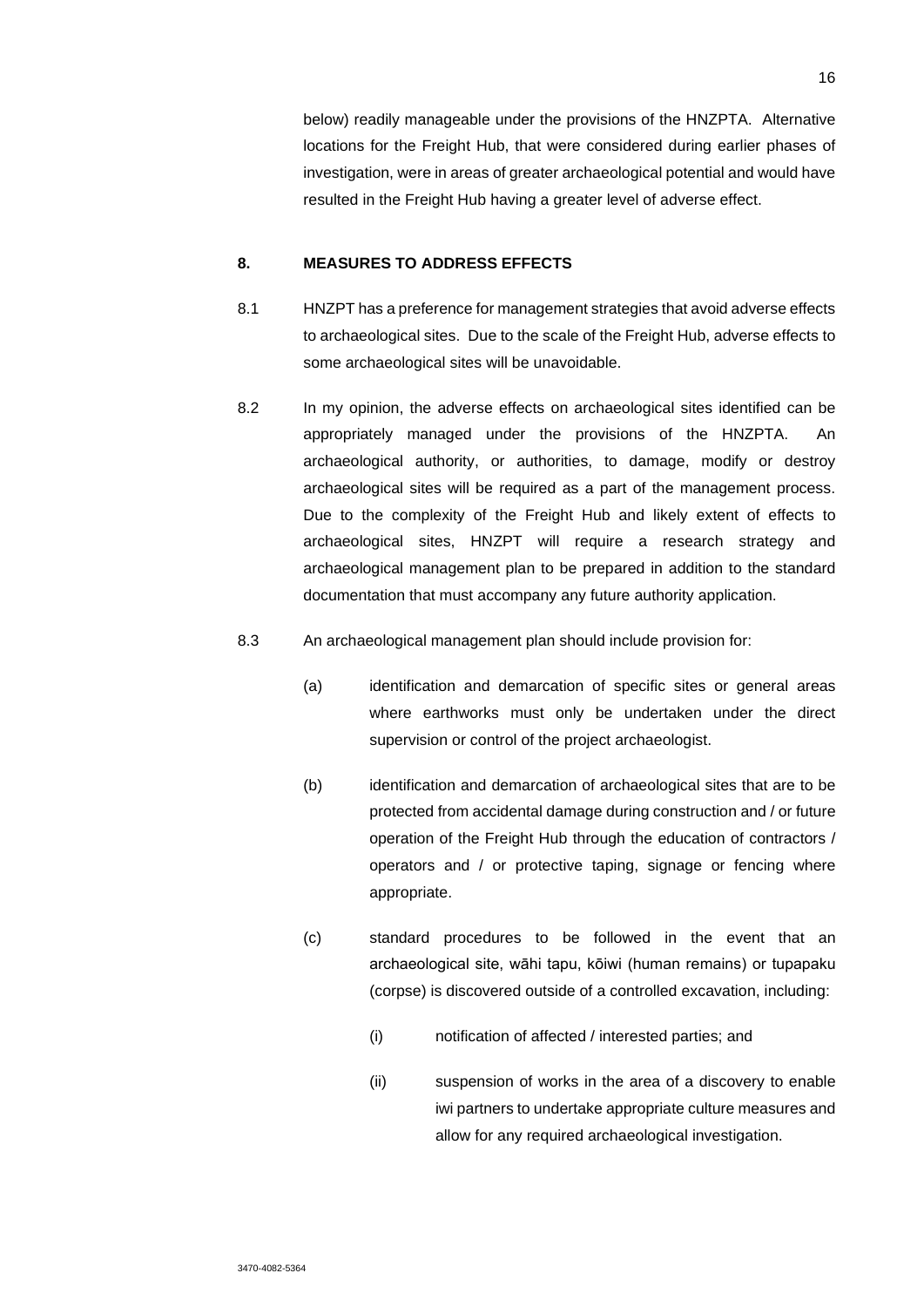below) readily manageable under the provisions of the HNZPTA. Alternative locations for the Freight Hub, that were considered during earlier phases of investigation, were in areas of greater archaeological potential and would have resulted in the Freight Hub having a greater level of adverse effect.

## 8. MEASURES TO ADDRESS EFFECTS

8.1 HNZPT has a preference for management strategies that avoid adverse effects to archaeological sites. Due to the scale of the Freight Hub, adverse effects to some archaeological sites will be unavoidable.

8.2 In my opinion, the adverse effects on archaeological sites identified can be appropriately managed under the provisions of the HNZPTA. An archaeological authority, or authorities, to damage, modify or destroy archaeological sites will be required as a part of the management process. Due to the complexity of the Freight Hub and likely extent of effects to archaeological sites, HNZPT will require a research strategy and archaeological management plan to be prepared in addition to the standard documentation that must accompany any future authority application.

8.3 An archaeological management plan should include provision for:

(a) identification and demarcation of specific sites or general areas where earthworks must only be undertaken under the direct supervision or control of the project archaeologist.

(b) identification and demarcation of archaeological sites that are to be protected from accidental damage during construction and / or future operation of the Freight Hub through the education of contractors / operators and / or protective taping, signage or fencing where appropriate.

(c) standard procedures to be followed in the event that an archaeological site, wāhi tapu, kōiwi (human remains) or tupapaku (corpse) is discovered outside of a controlled excavation, including:

(i) notification of affected / interested parties; and

(ii) suspension of works in the area of a discovery to enable iwi partners to undertake appropriate culture measures and allow for any required archaeological investigation.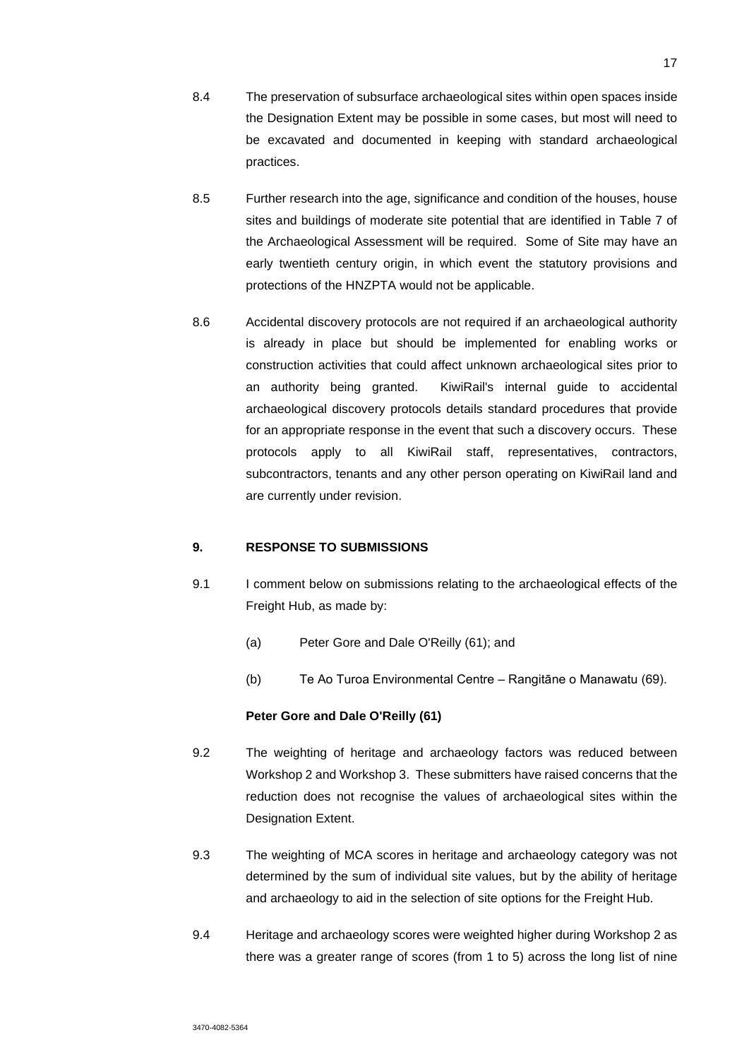8.4 The preservation of subsurface archaeological sites within open spaces inside the Designation Extent may be possible in some cases, but most will need to be excavated and documented in keeping with standard archaeological practices.

8.5 Further research into the age, significance and condition of the houses, house sites and buildings of moderate site potential that are identified in Table 7 of the Archaeological Assessment will be required. Some of Site may have an early twentieth century origin, in which event the statutory provisions and protections of the HNZPTA would not be applicable.

8.6 Accidental discovery protocols are not required if an archaeological authority is already in place but should be implemented for enabling works or construction activities that could affect unknown archaeological sites prior to an authority being granted. KiwiRail's internal guide to accidental archaeological discovery protocols details standard procedures that provide for an appropriate response in the event that such a discovery occurs. These protocols apply to all KiwiRail staff, representatives, contractors, subcontractors, tenants and any other person operating on KiwiRail land and are currently under revision.

## 9. RESPONSE TO SUBMISSIONS

9.1 I comment below on submissions relating to the archaeological effects of the Freight Hub, as made by:

(a) Peter Gore and Dale O'Reilly (61); and

(b) Te Ao Turoa Environmental Centre – Rangitāne o Manawatu (69).

**Peter Gore and Dale O'Reilly (61)**

9.2 The weighting of heritage and archaeology factors was reduced between Workshop 2 and Workshop 3. These submitters have raised concerns that the reduction does not recognise the values of archaeological sites within the Designation Extent.

9.3 The weighting of MCA scores in heritage and archaeology category was not determined by the sum of individual site values, but by the ability of heritage and archaeology to aid in the selection of site options for the Freight Hub.

9.4 Heritage and archaeology scores were weighted higher during Workshop 2 as there was a greater range of scores (from 1 to 5) across the long list of nine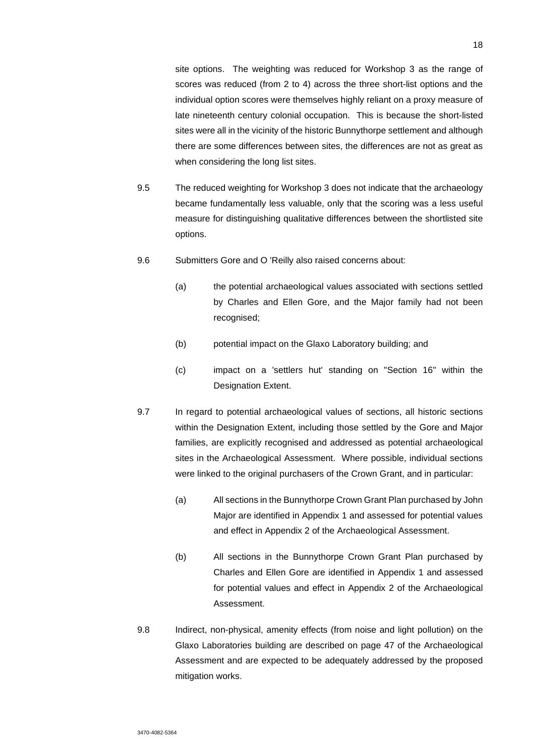site options. The weighting was reduced for Workshop 3 as the range of scores was reduced (from 2 to 4) across the three short-list options and the individual option scores were themselves highly reliant on a proxy measure of late nineteenth century colonial occupation. This is because the short-listed sites were all in the vicinity of the historic Bunnythorpe settlement and although there are some differences between sites, the differences are not as great as when considering the long list sites.

9.5 The reduced weighting for Workshop 3 does not indicate that the archaeology became fundamentally less valuable, only that the scoring was a less useful measure for distinguishing qualitative differences between the shortlisted site options.

9.6 Submitters Gore and O 'Reilly also raised concerns about:

(a) the potential archaeological values associated with sections settled by Charles and Ellen Gore, and the Major family had not been recognised;

(b) potential impact on the Glaxo Laboratory building; and

(c) impact on a 'settlers hut' standing on "Section 16" within the Designation Extent.

9.7 In regard to potential archaeological values of sections, all historic sections within the Designation Extent, including those settled by the Gore and Major families, are explicitly recognised and addressed as potential archaeological sites in the Archaeological Assessment. Where possible, individual sections were linked to the original purchasers of the Crown Grant, and in particular:

(a) All sections in the Bunnythorpe Crown Grant Plan purchased by John Major are identified in Appendix 1 and assessed for potential values and effect in Appendix 2 of the Archaeological Assessment.

(b) All sections in the Bunnythorpe Crown Grant Plan purchased by Charles and Ellen Gore are identified in Appendix 1 and assessed for potential values and effect in Appendix 2 of the Archaeological Assessment.

9.8 Indirect, non-physical, amenity effects (from noise and light pollution) on the Glaxo Laboratories building are described on page 47 of the Archaeological Assessment and are expected to be adequately addressed by the proposed mitigation works.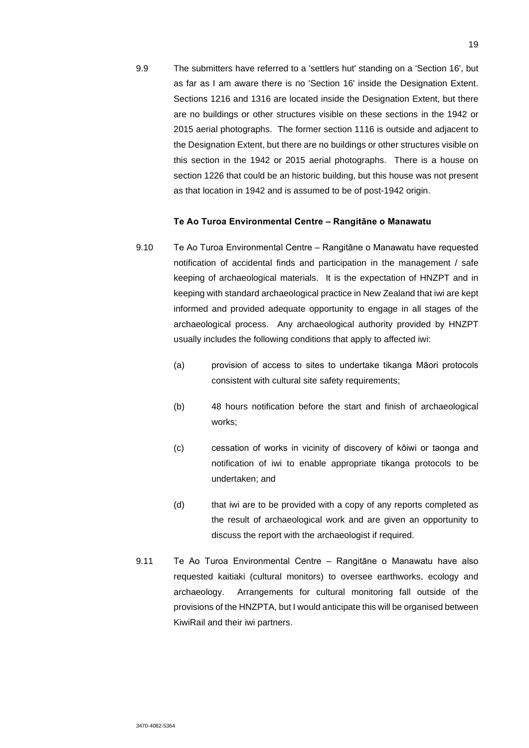9.9 The submitters have referred to a 'settlers hut' standing on a 'Section 16', but as far as I am aware there is no 'Section 16' inside the Designation Extent. Sections 1216 and 1316 are located inside the Designation Extent, but there are no buildings or other structures visible on these sections in the 1942 or 2015 aerial photographs. The former section 1116 is outside and adjacent to the Designation Extent, but there are no buildings or other structures visible on this section in the 1942 or 2015 aerial photographs. There is a house on section 1226 that could be an historic building, but this house was not present as that location in 1942 and is assumed to be of post-1942 origin.

**Te Ao Turoa Environmental Centre – Rangitāne o Manawatu**

9.10 Te Ao Turoa Environmental Centre – Rangitāne o Manawatu have requested notification of accidental finds and participation in the management / safe keeping of archaeological materials. It is the expectation of HNZPT and in keeping with standard archaeological practice in New Zealand that iwi are kept informed and provided adequate opportunity to engage in all stages of the archaeological process. Any archaeological authority provided by HNZPT usually includes the following conditions that apply to affected iwi:

(a) provision of access to sites to undertake tikanga Māori protocols consistent with cultural site safety requirements;

(b) 48 hours notification before the start and finish of archaeological works;

(c) cessation of works in vicinity of discovery of kōiwi or taonga and notification of iwi to enable appropriate tikanga protocols to be undertaken; and

(d) that iwi are to be provided with a copy of any reports completed as the result of archaeological work and are given an opportunity to discuss the report with the archaeologist if required.

9.11 Te Ao Turoa Environmental Centre – Rangitāne o Manawatu have also requested kaitiaki (cultural monitors) to oversee earthworks, ecology and archaeology. Arrangements for cultural monitoring fall outside of the provisions of the HNZPTA, but I would anticipate this will be organised between KiwiRail and their iwi partners.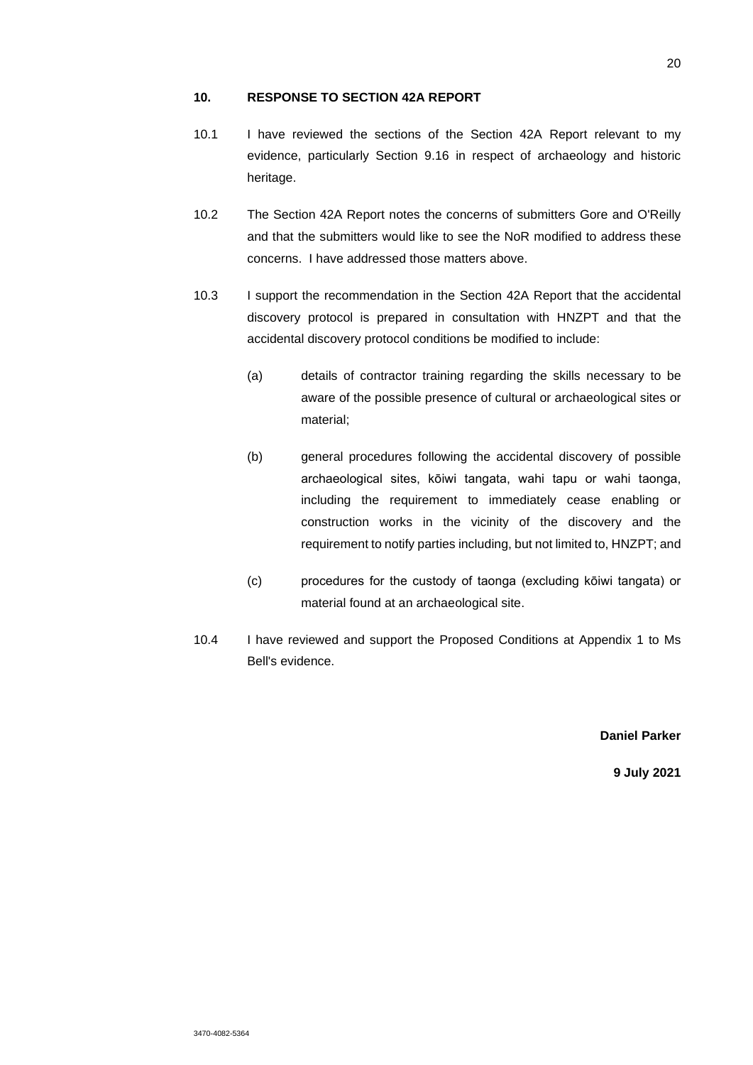## 10. RESPONSE TO SECTION 42A REPORT

10.1 I have reviewed the sections of the Section 42A Report relevant to my evidence, particularly Section 9.16 in respect of archaeology and historic heritage.

10.2 The Section 42A Report notes the concerns of submitters Gore and O'Reilly and that the submitters would like to see the NoR modified to address these concerns. I have addressed those matters above.

10.3 I support the recommendation in the Section 42A Report that the accidental discovery protocol is prepared in consultation with HNZPT and that the accidental discovery protocol conditions be modified to include:

(a) details of contractor training regarding the skills necessary to be aware of the possible presence of cultural or archaeological sites or material;

(b) general procedures following the accidental discovery of possible archaeological sites, kōiwi tangata, wahi tapu or wahi taonga, including the requirement to immediately cease enabling or construction works in the vicinity of the discovery and the requirement to notify parties including, but not limited to, HNZPT; and

(c) procedures for the custody of taonga (excluding kōiwi tangata) or material found at an archaeological site.

10.4 I have reviewed and support the Proposed Conditions at Appendix 1 to Ms Bell's evidence.

**Daniel Parker**

**9 July 2021**

3470-4082-5364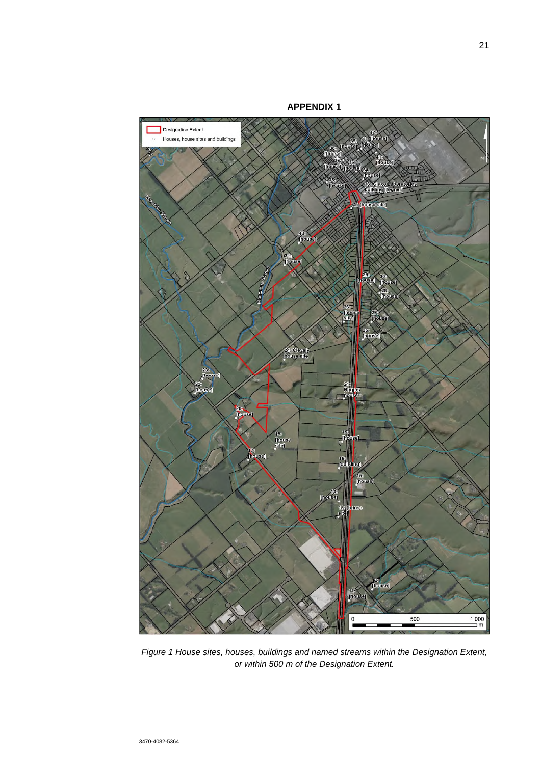## APPENDIX 1

*Figure 1 House sites, houses, buildings and named streams within the Designation Extent, or within 500 m of the Designation Extent.*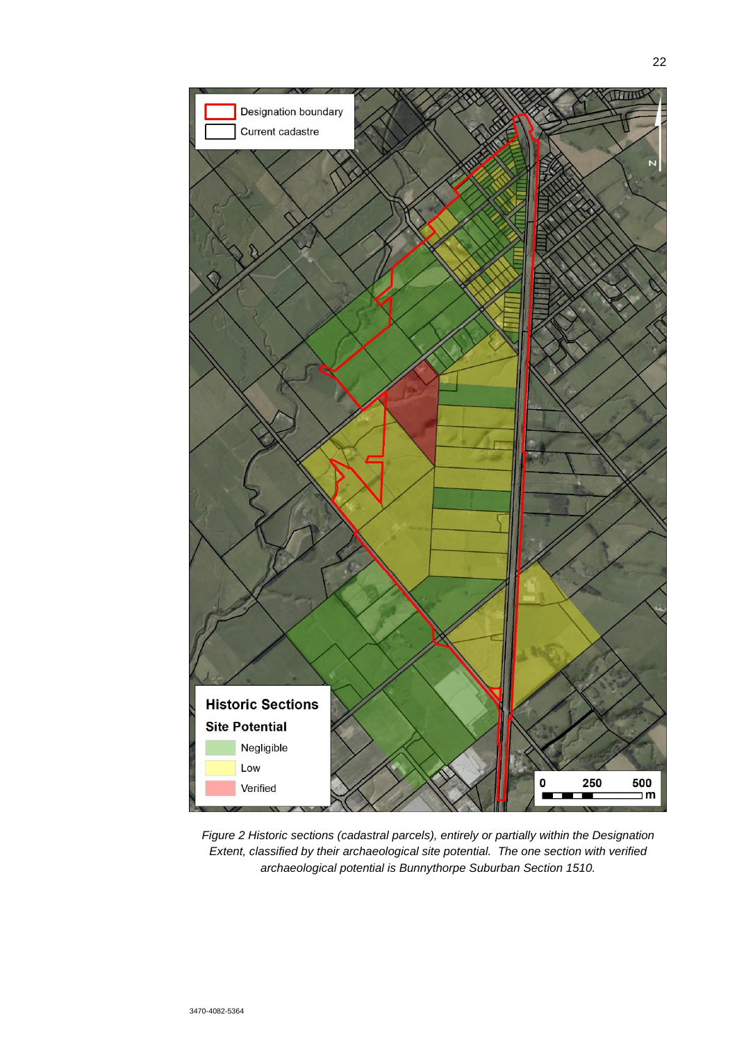Designation boundary

Current cadastre

N

Historic Sections

Site Potential

Negligible

Low

Verified

0 250 500

m

*Figure 2 Historic sections (cadastral parcels), entirely or partially within the Designation Extent, classified by their archaeological site potential. The one section with verified archaeological potential is Bunnythorpe Suburban Section 1510.*

3470-4082-5364